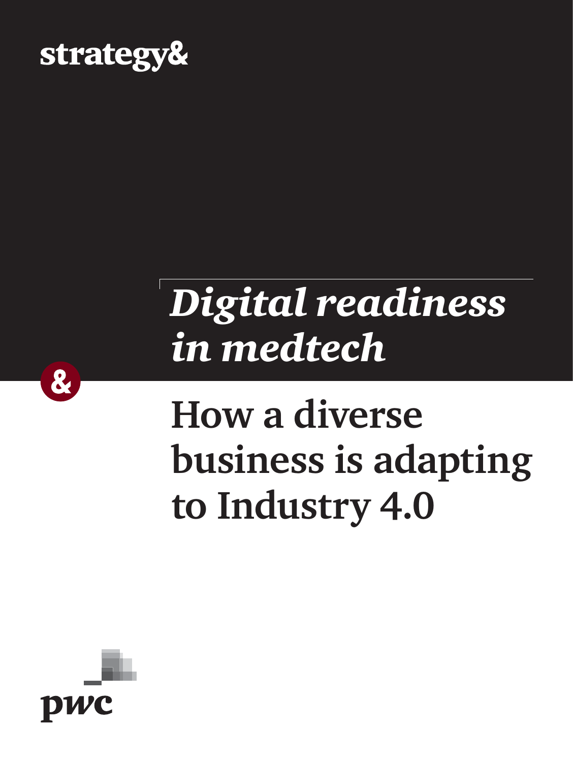strategy&

# *Digital readiness in medtech*

## How a diverse business is adapting to Industry 4.0

pwc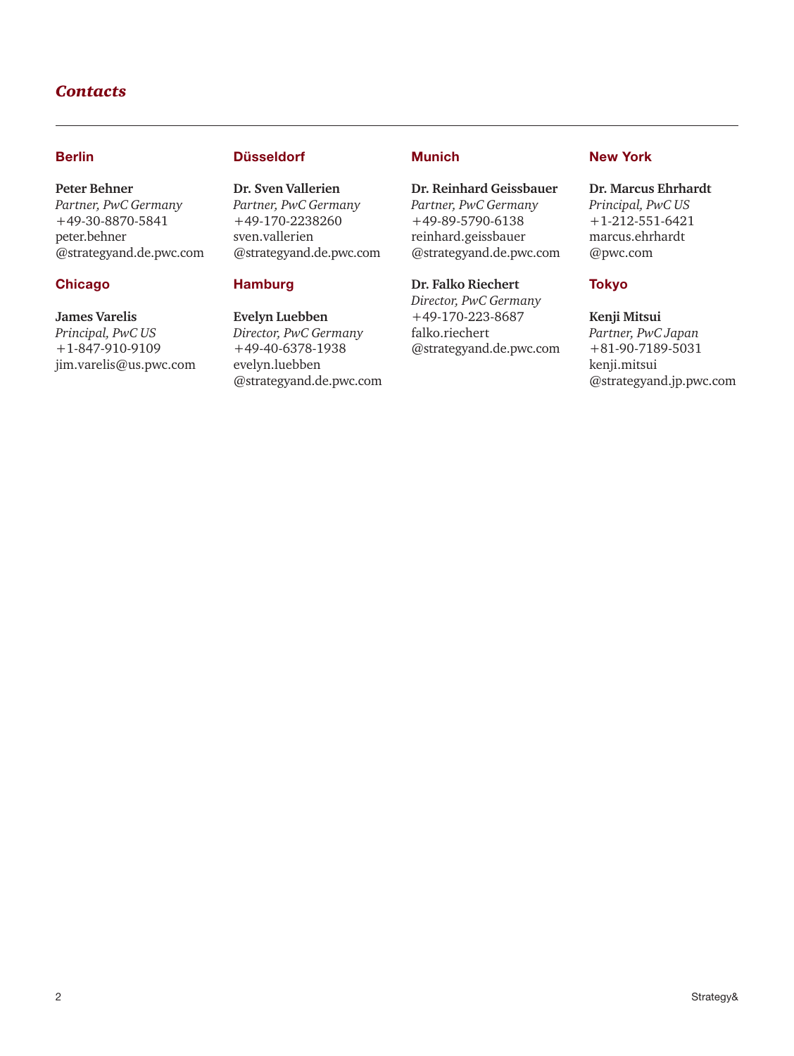## *Contacts*

### Berlin

**Peter Behner**
*Partner, PwC Germany*
+49-30-8870-5841
peter.behner
@strategyand.de.pwc.com

### Chicago

**James Varelis**
*Principal, PwC US*
+1-847-910-9109
jim.varelis@us.pwc.com

### Düsseldorf

**Dr. Sven Vallerien**
*Partner, PwC Germany*
+49-170-2238260
sven.vallerien
@strategyand.de.pwc.com

### Hamburg

**Evelyn Luebben**
*Director, PwC Germany*
+49-40-6378-1938
evelyn.luebben
@strategyand.de.pwc.com

### Munich

**Dr. Reinhard Geissbauer**
*Partner, PwC Germany*
+49-89-5790-6138
reinhard.geissbauer
@strategyand.de.pwc.com

**Dr. Falko Riechert**
*Director, PwC Germany*
+49-170-223-8687
falko.riechert
@strategyand.de.pwc.com

### New York

**Dr. Marcus Ehrhardt**
*Principal, PwC US*
+1-212-551-6421
marcus.ehrhardt
@pwc.com

### Tokyo

**Kenji Mitsui**
*Partner, PwC Japan*
+81-90-7189-5031
kenji.mitsui
@strategyand.jp.pwc.com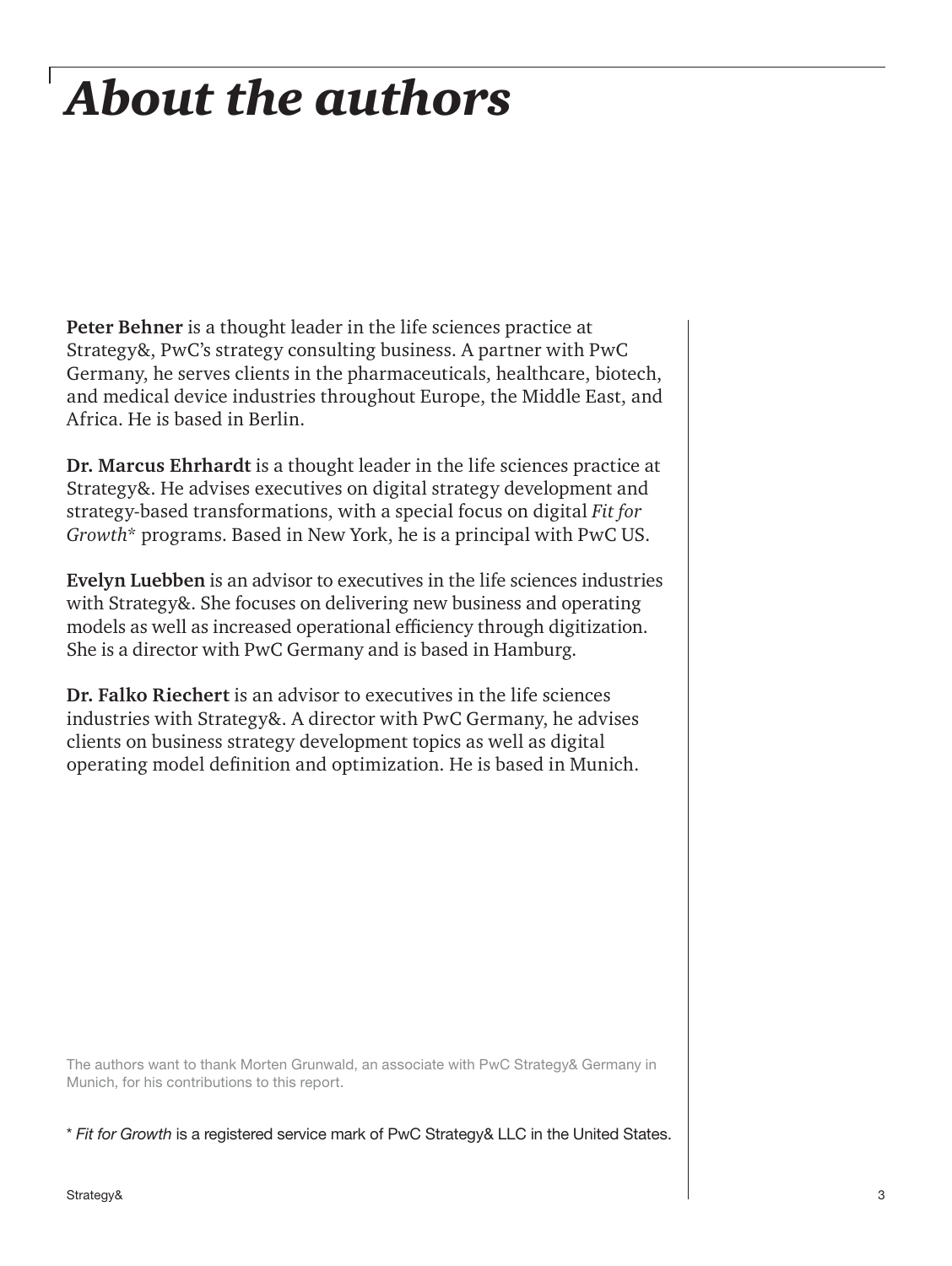# *About the authors*

**Peter Behner** is a thought leader in the life sciences practice at Strategy&, PwC's strategy consulting business. A partner with PwC Germany, he serves clients in the pharmaceuticals, healthcare, biotech, and medical device industries throughout Europe, the Middle East, and Africa. He is based in Berlin.

**Dr. Marcus Ehrhardt** is a thought leader in the life sciences practice at Strategy&. He advises executives on digital strategy development and strategy-based transformations, with a special focus on digital *Fit for Growth** programs. Based in New York, he is a principal with PwC US.

**Evelyn Luebben** is an advisor to executives in the life sciences industries with Strategy&. She focuses on delivering new business and operating models as well as increased operational efficiency through digitization. She is a director with PwC Germany and is based in Hamburg.

**Dr. Falko Riechert** is an advisor to executives in the life sciences industries with Strategy&. A director with PwC Germany, he advises clients on business strategy development topics as well as digital operating model definition and optimization. He is based in Munich.

The authors want to thank Morten Grunwald, an associate with PwC Strategy& Germany in Munich, for his contributions to this report.

* *Fit for Growth* is a registered service mark of PwC Strategy& LLC in the United States.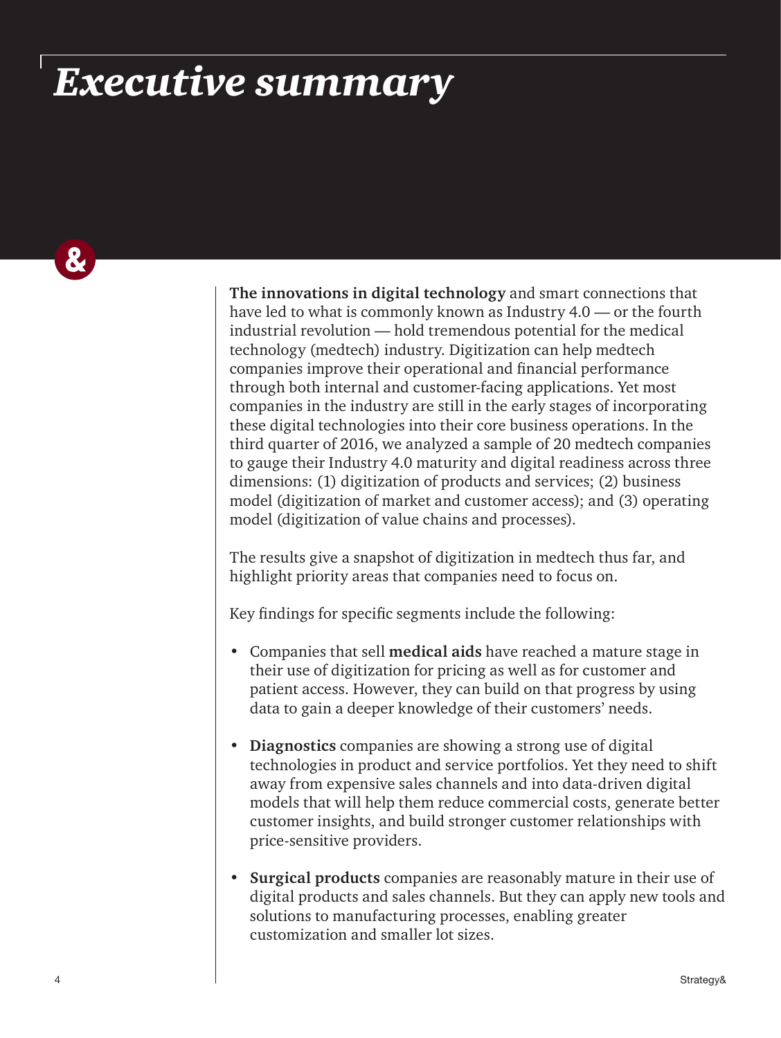# *Executive summary*

**The innovations in digital technology** and smart connections that have led to what is commonly known as Industry 4.0 — or the fourth industrial revolution — hold tremendous potential for the medical technology (medtech) industry. Digitization can help medtech companies improve their operational and financial performance through both internal and customer-facing applications. Yet most companies in the industry are still in the early stages of incorporating these digital technologies into their core business operations. In the third quarter of 2016, we analyzed a sample of 20 medtech companies to gauge their Industry 4.0 maturity and digital readiness across three dimensions: (1) digitization of products and services; (2) business model (digitization of market and customer access); and (3) operating model (digitization of value chains and processes).

The results give a snapshot of digitization in medtech thus far, and highlight priority areas that companies need to focus on.

Key findings for specific segments include the following:

- Companies that sell **medical aids** have reached a mature stage in their use of digitization for pricing as well as for customer and patient access. However, they can build on that progress by using data to gain a deeper knowledge of their customers' needs.

- **Diagnostics** companies are showing a strong use of digital technologies in product and service portfolios. Yet they need to shift away from expensive sales channels and into data-driven digital models that will help them reduce commercial costs, generate better customer insights, and build stronger customer relationships with price-sensitive providers.

- **Surgical products** companies are reasonably mature in their use of digital products and sales channels. But they can apply new tools and solutions to manufacturing processes, enabling greater customization and smaller lot sizes.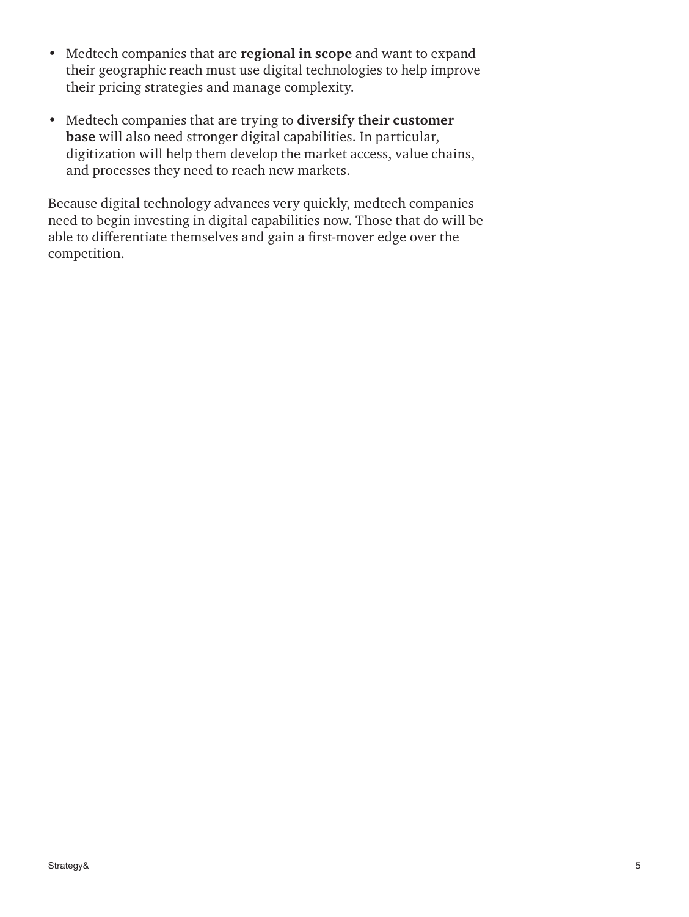- Medtech companies that are **regional in scope** and want to expand their geographic reach must use digital technologies to help improve their pricing strategies and manage complexity.

- Medtech companies that are trying to **diversify their customer base** will also need stronger digital capabilities. In particular, digitization will help them develop the market access, value chains, and processes they need to reach new markets.

Because digital technology advances very quickly, medtech companies need to begin investing in digital capabilities now. Those that do will be able to differentiate themselves and gain a first-mover edge over the competition.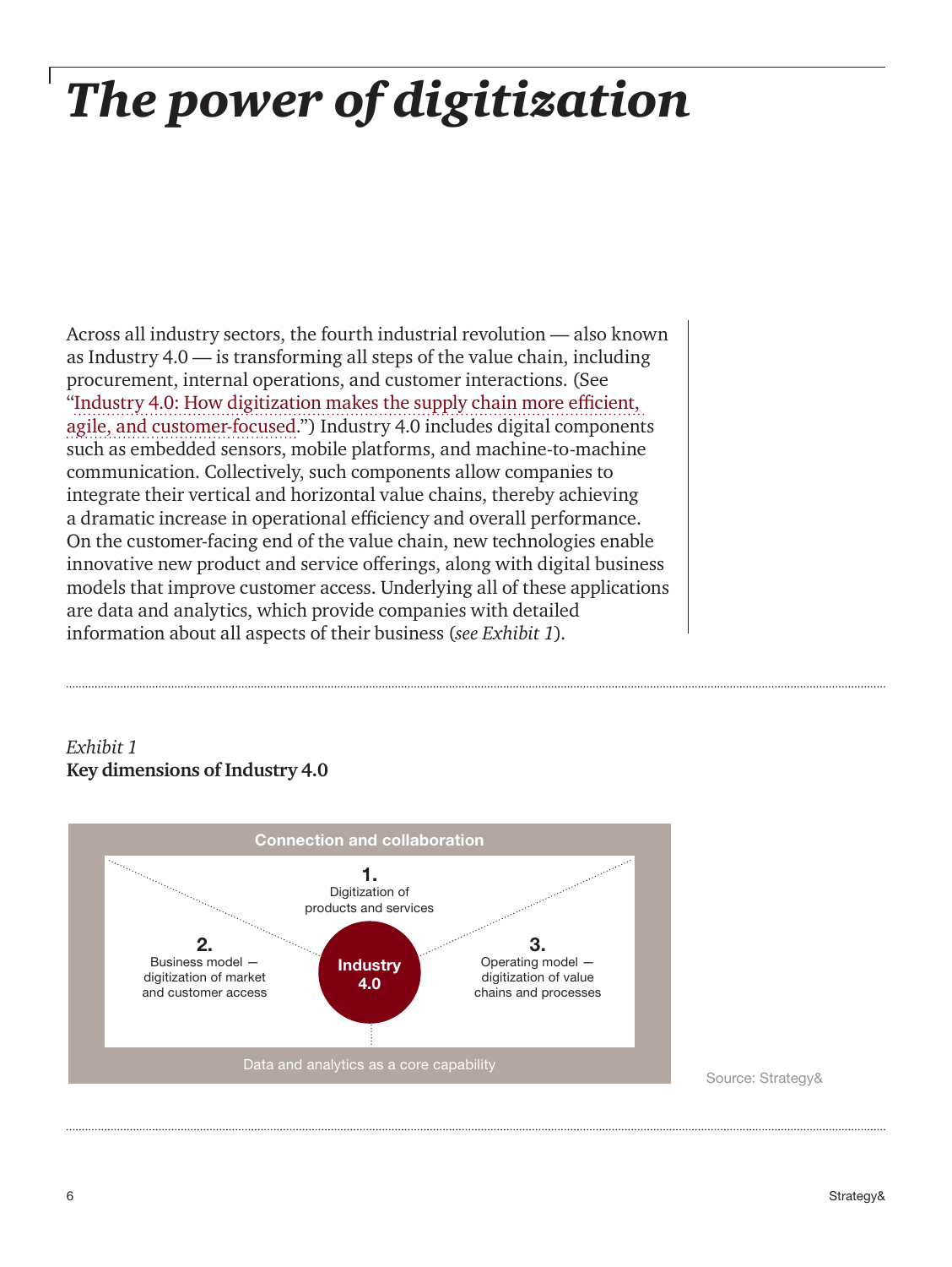# The power of digitization

Across all industry sectors, the fourth industrial revolution — also known as Industry 4.0 — is transforming all steps of the value chain, including procurement, internal operations, and customer interactions. (See "Industry 4.0: How digitization makes the supply chain more efficient, agile, and customer-focused.") Industry 4.0 includes digital components such as embedded sensors, mobile platforms, and machine-to-machine communication. Collectively, such components allow companies to integrate their vertical and horizontal value chains, thereby achieving a dramatic increase in operational efficiency and overall performance. On the customer-facing end of the value chain, new technologies enable innovative new product and service offerings, along with digital business models that improve customer access. Underlying all of these applications are data and analytics, which provide companies with detailed information about all aspects of their business (*see Exhibit 1*).

*Exhibit 1*
**Key dimensions of Industry 4.0**

Connection and collaboration

**1.** Digitization of products and services

**2.** Business model — digitization of market and customer access

**Industry 4.0**

**3.** Operating model — digitization of value chains and processes

Data and analytics as a core capability

Source: Strategy&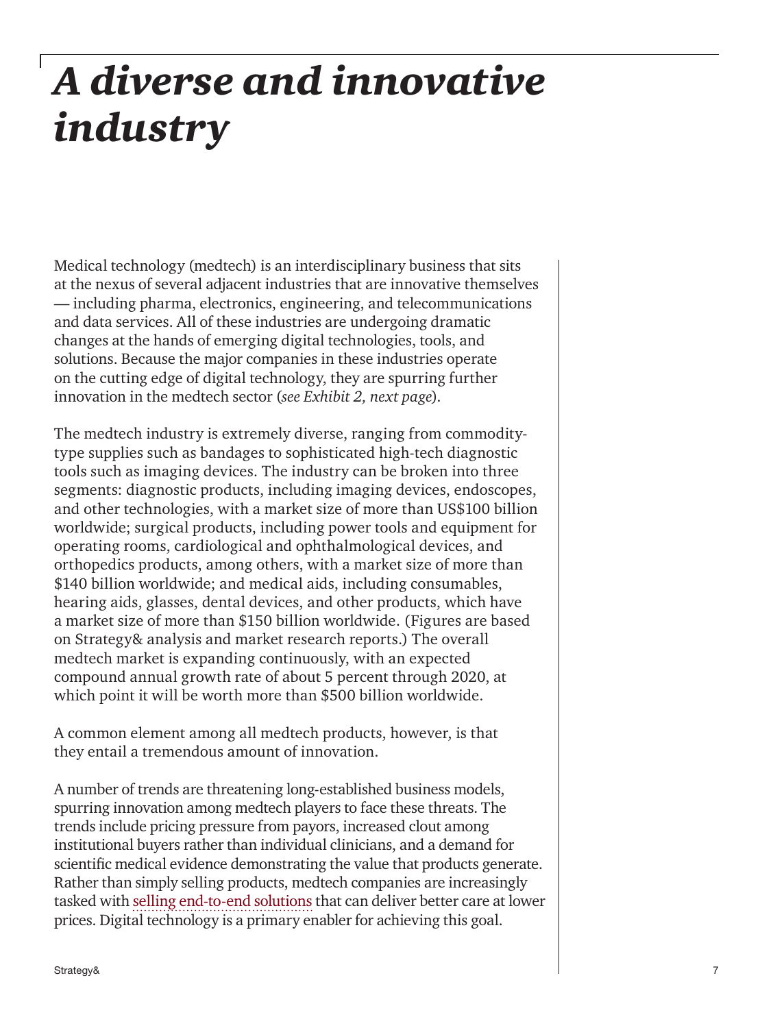# *A diverse and innovative industry*

Medical technology (medtech) is an interdisciplinary business that sits at the nexus of several adjacent industries that are innovative themselves — including pharma, electronics, engineering, and telecommunications and data services. All of these industries are undergoing dramatic changes at the hands of emerging digital technologies, tools, and solutions. Because the major companies in these industries operate on the cutting edge of digital technology, they are spurring further innovation in the medtech sector (*see Exhibit 2, next page*).

The medtech industry is extremely diverse, ranging from commodity-type supplies such as bandages to sophisticated high-tech diagnostic tools such as imaging devices. The industry can be broken into three segments: diagnostic products, including imaging devices, endoscopes, and other technologies, with a market size of more than US$100 billion worldwide; surgical products, including power tools and equipment for operating rooms, cardiological and ophthalmological devices, and orthopedics products, among others, with a market size of more than $140 billion worldwide; and medical aids, including consumables, hearing aids, glasses, dental devices, and other products, which have a market size of more than $150 billion worldwide. (Figures are based on Strategy& analysis and market research reports.) The overall medtech market is expanding continuously, with an expected compound annual growth rate of about 5 percent through 2020, at which point it will be worth more than $500 billion worldwide.

A common element among all medtech products, however, is that they entail a tremendous amount of innovation.

A number of trends are threatening long-established business models, spurring innovation among medtech players to face these threats. The trends include pricing pressure from payors, increased clout among institutional buyers rather than individual clinicians, and a demand for scientific medical evidence demonstrating the value that products generate. Rather than simply selling products, medtech companies are increasingly tasked with selling end-to-end solutions that can deliver better care at lower prices. Digital technology is a primary enabler for achieving this goal.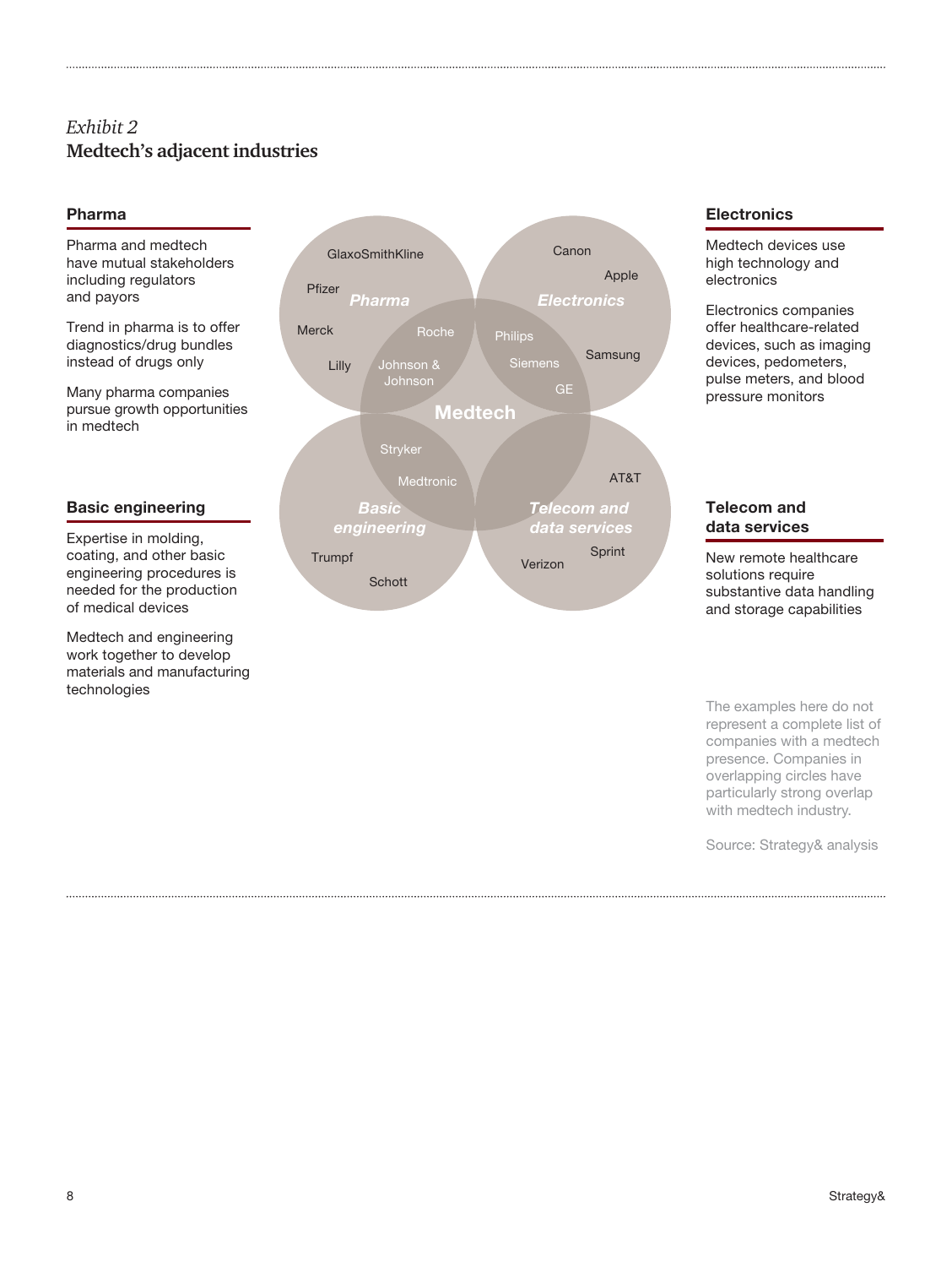*Exhibit 2*
**Medtech's adjacent industries**

### Pharma

Pharma and medtech have mutual stakeholders including regulators and payors

Trend in pharma is to offer diagnostics/drug bundles instead of drugs only

Many pharma companies pursue growth opportunities in medtech

### Basic engineering

Expertise in molding, coating, and other basic engineering procedures is needed for the production of medical devices

Medtech and engineering work together to develop materials and manufacturing technologies

GlaxoSmithKline
Pfizer
*Pharma*
Merck
Lilly
Roche
Johnson & Johnson

Canon
Apple
*Electronics*
Philips
Siemens
Samsung
GE

**Medtech**

Stryker
Medtronic
*Basic engineering*
Trumpf
Schott

AT&T
*Telecom and data services*
Verizon
Sprint

### Electronics

Medtech devices use high technology and electronics

Electronics companies offer healthcare-related devices, such as imaging devices, pedometers, pulse meters, and blood pressure monitors

### Telecom and data services

New remote healthcare solutions require substantive data handling and storage capabilities

The examples here do not represent a complete list of companies with a medtech presence. Companies in overlapping circles have particularly strong overlap with medtech industry.

Source: Strategy& analysis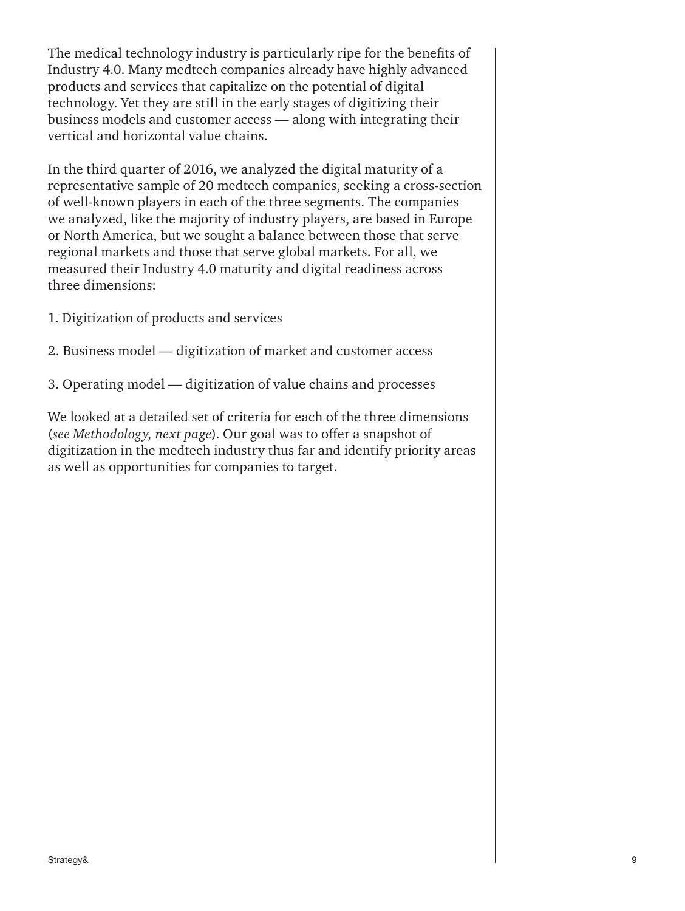The medical technology industry is particularly ripe for the benefits of Industry 4.0. Many medtech companies already have highly advanced products and services that capitalize on the potential of digital technology. Yet they are still in the early stages of digitizing their business models and customer access — along with integrating their vertical and horizontal value chains.

In the third quarter of 2016, we analyzed the digital maturity of a representative sample of 20 medtech companies, seeking a cross-section of well-known players in each of the three segments. The companies we analyzed, like the majority of industry players, are based in Europe or North America, but we sought a balance between those that serve regional markets and those that serve global markets. For all, we measured their Industry 4.0 maturity and digital readiness across three dimensions:

1. Digitization of products and services

2. Business model — digitization of market and customer access

3. Operating model — digitization of value chains and processes

We looked at a detailed set of criteria for each of the three dimensions (*see Methodology, next page*). Our goal was to offer a snapshot of digitization in the medtech industry thus far and identify priority areas as well as opportunities for companies to target.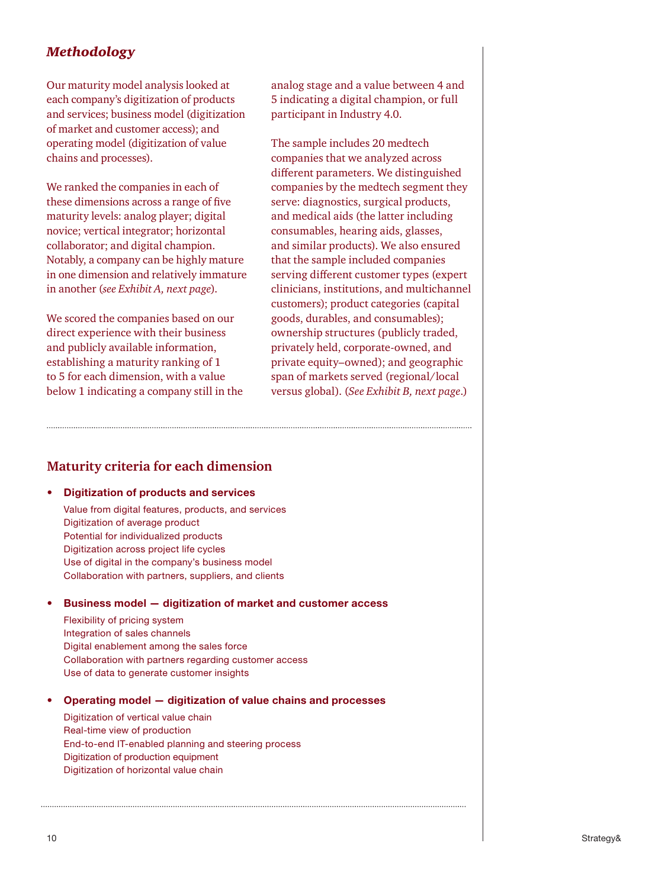## *Methodology*

Our maturity model analysis looked at each company's digitization of products and services; business model (digitization of market and customer access); and operating model (digitization of value chains and processes).

We ranked the companies in each of these dimensions across a range of five maturity levels: analog player; digital novice; vertical integrator; horizontal collaborator; and digital champion. Notably, a company can be highly mature in one dimension and relatively immature in another (*see Exhibit A, next page*).

We scored the companies based on our direct experience with their business and publicly available information, establishing a maturity ranking of 1 to 5 for each dimension, with a value below 1 indicating a company still in the analog stage and a value between 4 and 5 indicating a digital champion, or full participant in Industry 4.0.

The sample includes 20 medtech companies that we analyzed across different parameters. We distinguished companies by the medtech segment they serve: diagnostics, surgical products, and medical aids (the latter including consumables, hearing aids, glasses, and similar products). We also ensured that the sample included companies serving different customer types (expert clinicians, institutions, and multichannel customers); product categories (capital goods, durables, and consumables); ownership structures (publicly traded, privately held, corporate-owned, and private equity–owned); and geographic span of markets served (regional/local versus global). (*See Exhibit B, next page*.)

### Maturity criteria for each dimension

- **Digitization of products and services**
  - Value from digital features, products, and services
  - Digitization of average product
  - Potential for individualized products
  - Digitization across project life cycles
  - Use of digital in the company's business model
  - Collaboration with partners, suppliers, and clients

- **Business model — digitization of market and customer access**
  - Flexibility of pricing system
  - Integration of sales channels
  - Digital enablement among the sales force
  - Collaboration with partners regarding customer access
  - Use of data to generate customer insights

- **Operating model — digitization of value chains and processes**
  - Digitization of vertical value chain
  - Real-time view of production
  - End-to-end IT-enabled planning and steering process
  - Digitization of production equipment
  - Digitization of horizontal value chain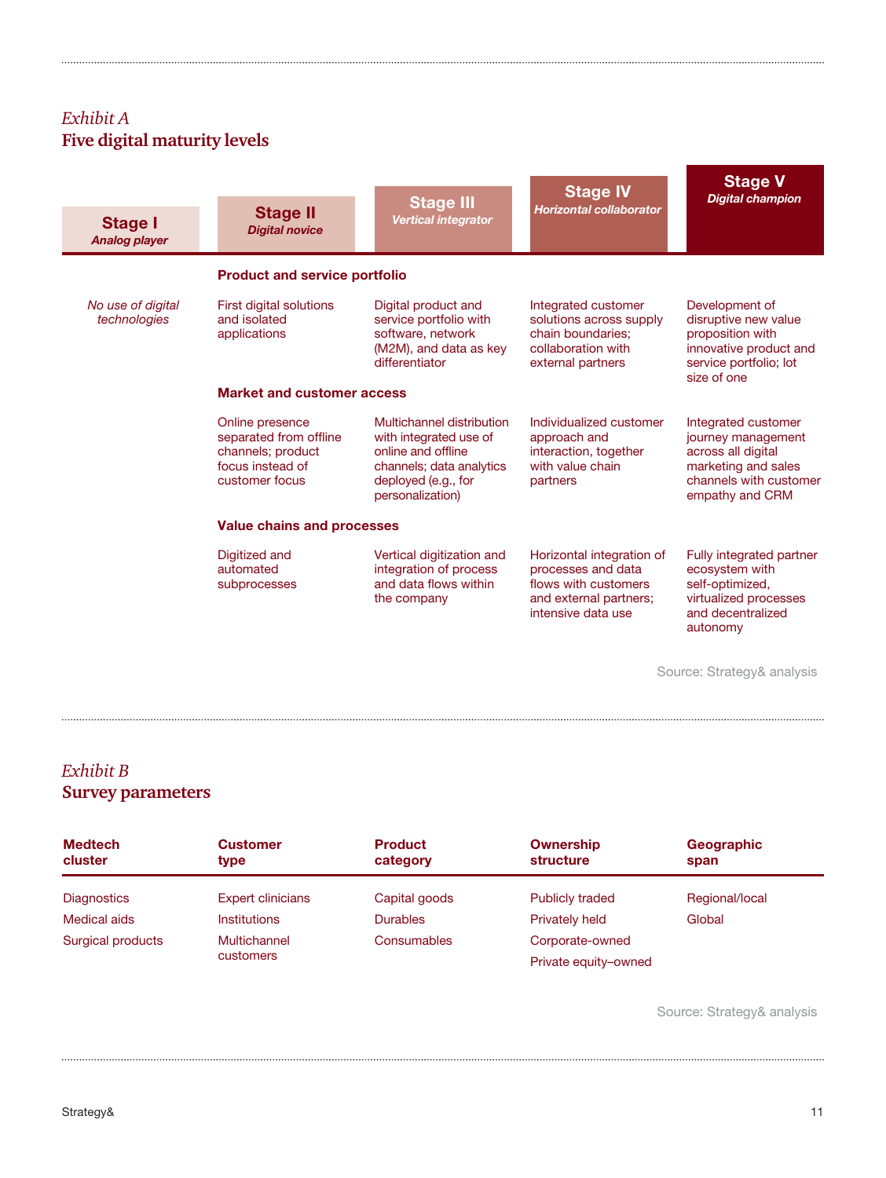*Exhibit A*
## Five digital maturity levels

| | Stage I *Analog player* | Stage II *Digital novice* | Stage III *Vertical integrator* | Stage IV *Horizontal collaborator* | Stage V *Digital champion* |
|---|---|---|---|---|---|
| **Product and service portfolio** | *No use of digital technologies* | First digital solutions and isolated applications | Digital product and service portfolio with software, network (M2M), and data as key differentiator | Integrated customer solutions across supply chain boundaries; collaboration with external partners | Development of disruptive new value proposition with innovative product and service portfolio; lot size of one |
| **Market and customer access** | | Online presence separated from offline channels; product focus instead of customer focus | Multichannel distribution with integrated use of online and offline channels; data analytics deployed (e.g., for personalization) | Individualized customer approach and interaction, together with value chain partners | Integrated customer journey management across all digital marketing and sales channels with customer empathy and CRM |
| **Value chains and processes** | | Digitized and automated subprocesses | Vertical digitization and integration of process and data flows within the company | Horizontal integration of processes and data flows with customers and external partners; intensive data use | Fully integrated partner ecosystem with self-optimized, virtualized processes and decentralized autonomy |

Source: Strategy& analysis

*Exhibit B*
## Survey parameters

| Medtech cluster | Customer type | Product category | Ownership structure | Geographic span |
|---|---|---|---|---|
| Diagnostics | Expert clinicians | Capital goods | Publicly traded | Regional/local |
| Medical aids | Institutions | Durables | Privately held | Global |
| Surgical products | Multichannel customers | Consumables | Corporate-owned | |
| | | | Private equity–owned | |

Source: Strategy& analysis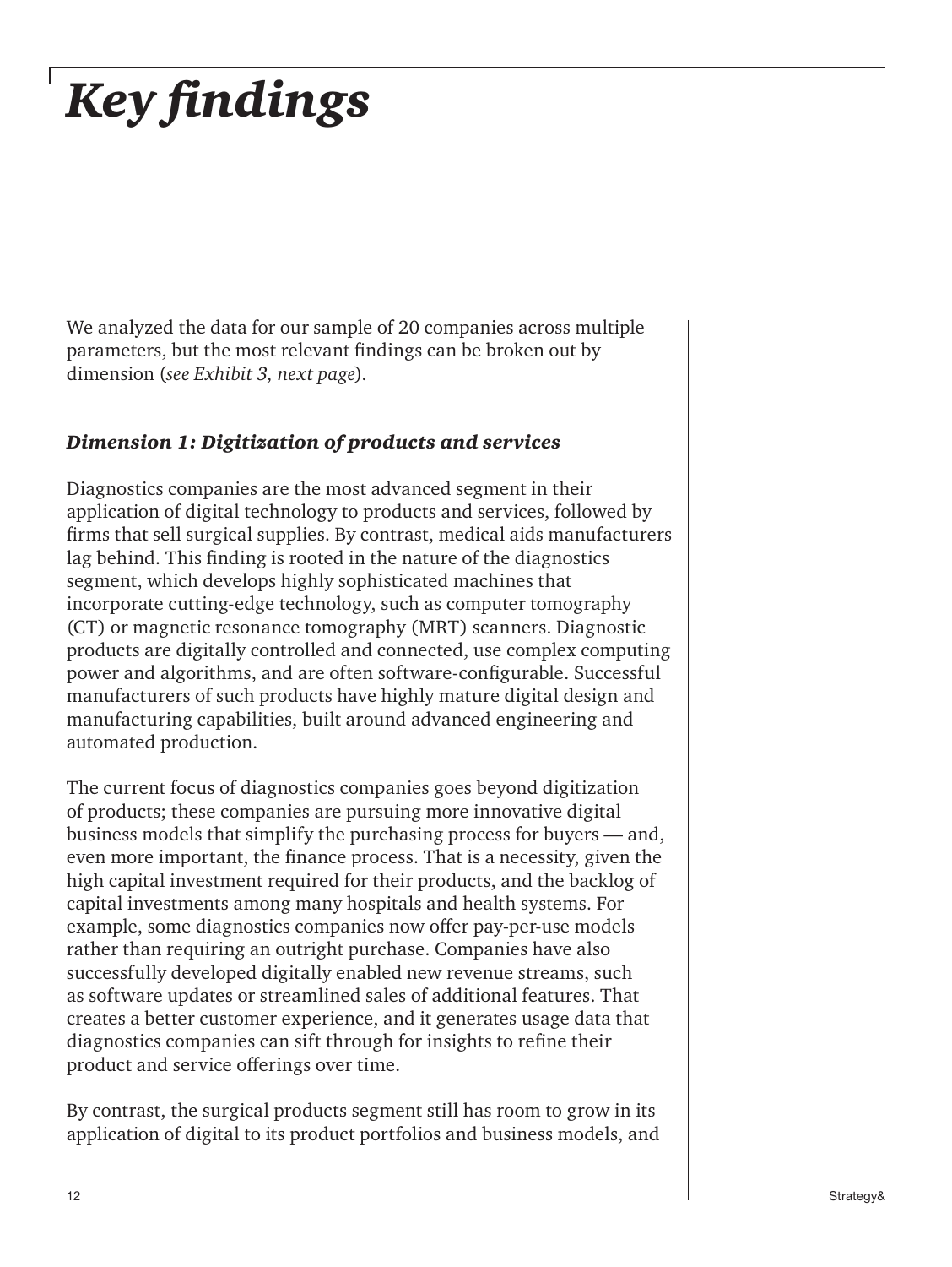# *Key findings*

We analyzed the data for our sample of 20 companies across multiple parameters, but the most relevant findings can be broken out by dimension (*see Exhibit 3, next page*).

### *Dimension 1: Digitization of products and services*

Diagnostics companies are the most advanced segment in their application of digital technology to products and services, followed by firms that sell surgical supplies. By contrast, medical aids manufacturers lag behind. This finding is rooted in the nature of the diagnostics segment, which develops highly sophisticated machines that incorporate cutting-edge technology, such as computer tomography (CT) or magnetic resonance tomography (MRT) scanners. Diagnostic products are digitally controlled and connected, use complex computing power and algorithms, and are often software-configurable. Successful manufacturers of such products have highly mature digital design and manufacturing capabilities, built around advanced engineering and automated production.

The current focus of diagnostics companies goes beyond digitization of products; these companies are pursuing more innovative digital business models that simplify the purchasing process for buyers — and, even more important, the finance process. That is a necessity, given the high capital investment required for their products, and the backlog of capital investments among many hospitals and health systems. For example, some diagnostics companies now offer pay-per-use models rather than requiring an outright purchase. Companies have also successfully developed digitally enabled new revenue streams, such as software updates or streamlined sales of additional features. That creates a better customer experience, and it generates usage data that diagnostics companies can sift through for insights to refine their product and service offerings over time.

By contrast, the surgical products segment still has room to grow in its application of digital to its product portfolios and business models, and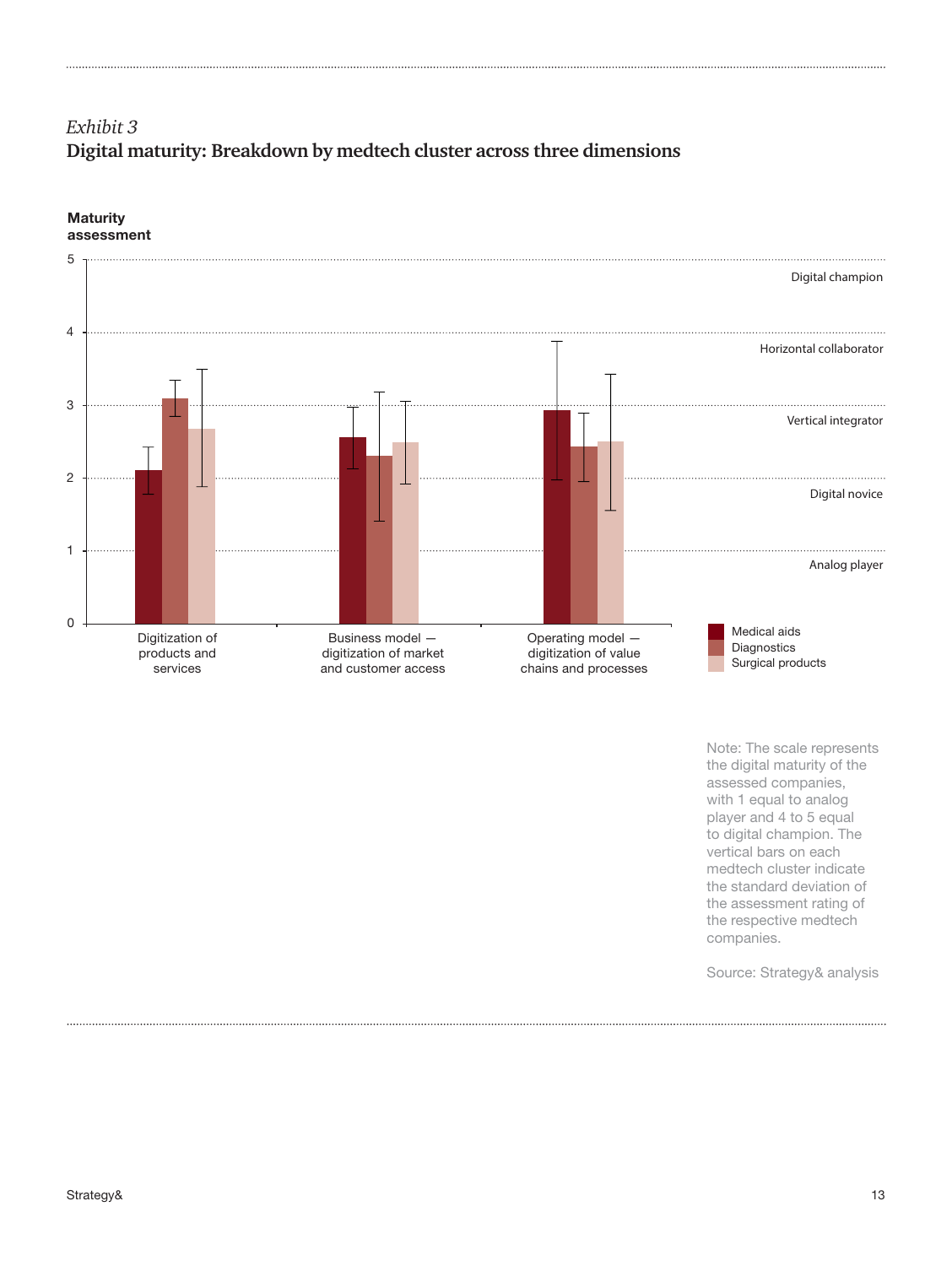*Exhibit 3*

**Digital maturity: Breakdown by medtech cluster across three dimensions**

**Maturity assessment**

5 — Digital champion

4 — Horizontal collaborator

3 — Vertical integrator

2 — Digital novice

1 — Analog player

0

Digitization of products and services

Business model — digitization of market and customer access

Operating model — digitization of value chains and processes

Medical aids

Diagnostics

Surgical products

Note: The scale represents the digital maturity of the assessed companies, with 1 equal to analog player and 4 to 5 equal to digital champion. The vertical bars on each medtech cluster indicate the standard deviation of the assessment rating of the respective medtech companies.

Source: Strategy& analysis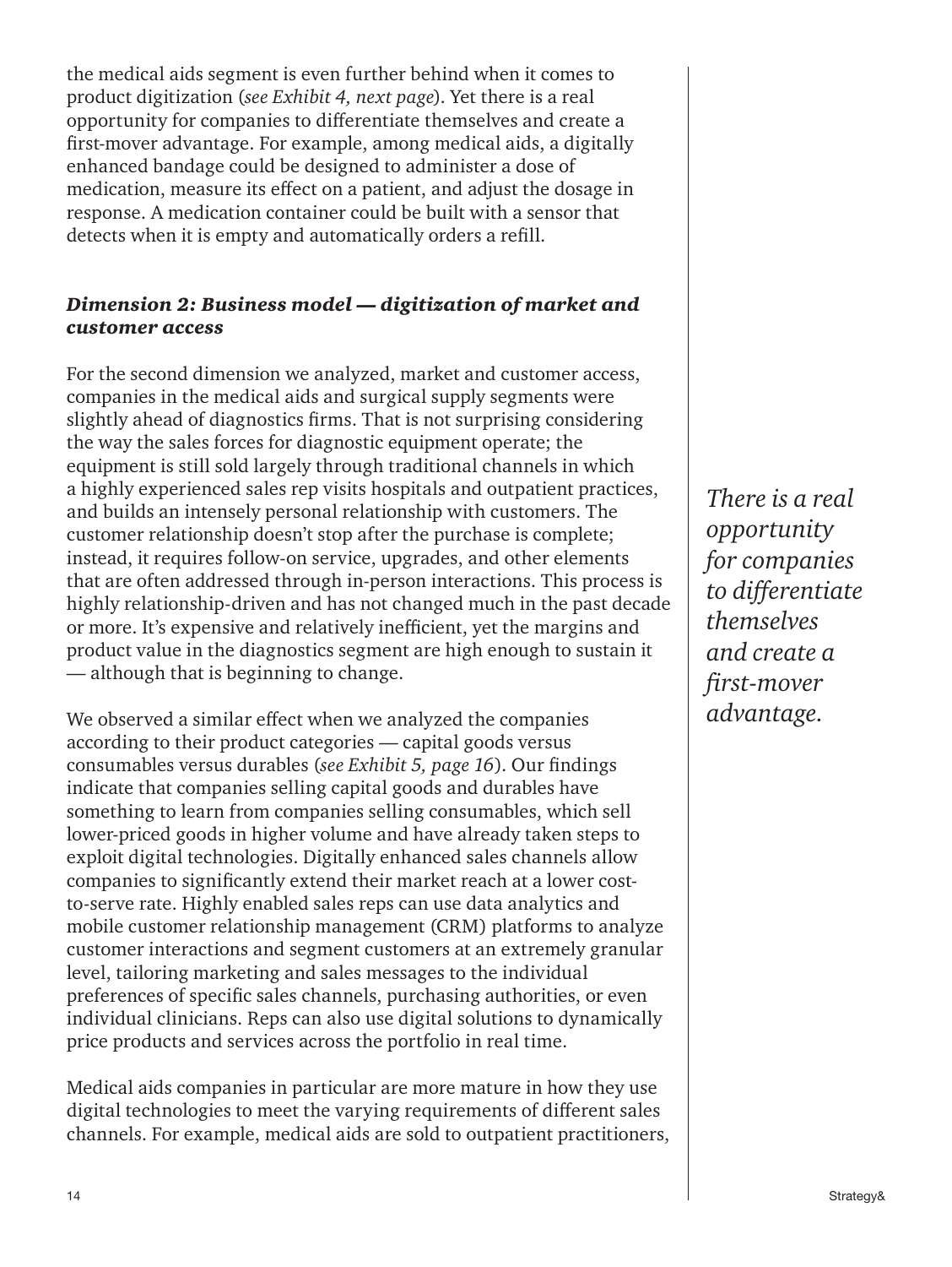the medical aids segment is even further behind when it comes to product digitization (*see Exhibit 4, next page*). Yet there is a real opportunity for companies to differentiate themselves and create a first-mover advantage. For example, among medical aids, a digitally enhanced bandage could be designed to administer a dose of medication, measure its effect on a patient, and adjust the dosage in response. A medication container could be built with a sensor that detects when it is empty and automatically orders a refill.

### *Dimension 2: Business model — digitization of market and customer access*

For the second dimension we analyzed, market and customer access, companies in the medical aids and surgical supply segments were slightly ahead of diagnostics firms. That is not surprising considering the way the sales forces for diagnostic equipment operate; the equipment is still sold largely through traditional channels in which a highly experienced sales rep visits hospitals and outpatient practices, and builds an intensely personal relationship with customers. The customer relationship doesn't stop after the purchase is complete; instead, it requires follow-on service, upgrades, and other elements that are often addressed through in-person interactions. This process is highly relationship-driven and has not changed much in the past decade or more. It's expensive and relatively inefficient, yet the margins and product value in the diagnostics segment are high enough to sustain it — although that is beginning to change.

*There is a real opportunity for companies to differentiate themselves and create a first-mover advantage.*

We observed a similar effect when we analyzed the companies according to their product categories — capital goods versus consumables versus durables (*see Exhibit 5, page 16*). Our findings indicate that companies selling capital goods and durables have something to learn from companies selling consumables, which sell lower-priced goods in higher volume and have already taken steps to exploit digital technologies. Digitally enhanced sales channels allow companies to significantly extend their market reach at a lower cost-to-serve rate. Highly enabled sales reps can use data analytics and mobile customer relationship management (CRM) platforms to analyze customer interactions and segment customers at an extremely granular level, tailoring marketing and sales messages to the individual preferences of specific sales channels, purchasing authorities, or even individual clinicians. Reps can also use digital solutions to dynamically price products and services across the portfolio in real time.

Medical aids companies in particular are more mature in how they use digital technologies to meet the varying requirements of different sales channels. For example, medical aids are sold to outpatient practitioners,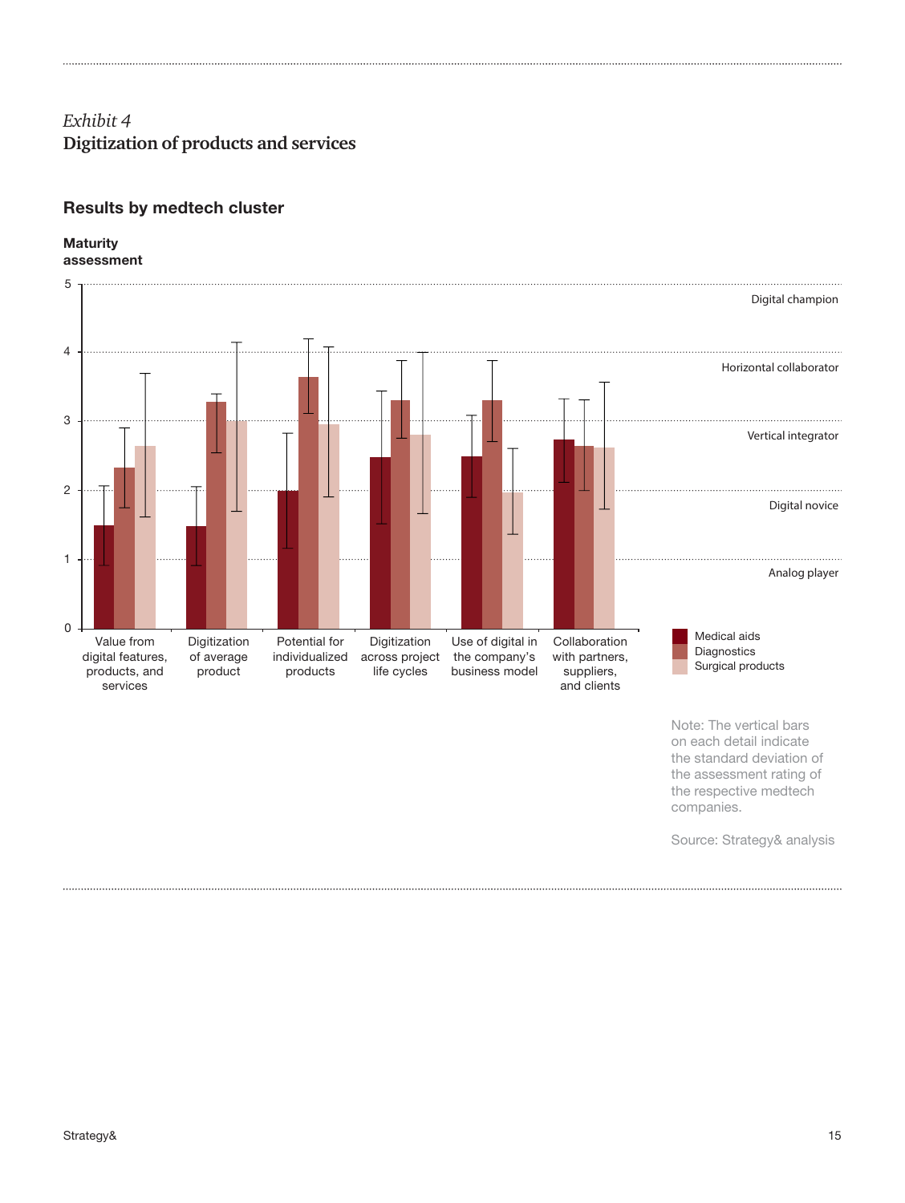*Exhibit 4*
**Digitization of products and services**

**Results by medtech cluster**

**Maturity assessment**

| Maturity level | Label |
|---|---|
| 5 | Digital champion |
| 4 | Horizontal collaborator |
| 3 | Vertical integrator |
| 2 | Digital novice |
| 1 | Analog player |

| | Medical aids | Diagnostics | Surgical products |
|---|---|---|---|
| Value from digital features, products, and services | 1.5 | 2.3 | 2.6 |
| Digitization of average product | 1.5 | 3.3 | 3.0 |
| Potential for individualized products | 2.0 | 3.6 | 3.0 |
| Digitization across project life cycles | 2.5 | 3.3 | 2.8 |
| Use of digital in the company's business model | 2.5 | 3.3 | 2.0 |
| Collaboration with partners, suppliers, and clients | 2.7 | 2.6 | 2.6 |

Note: The vertical bars on each detail indicate the standard deviation of the assessment rating of the respective medtech companies.

Source: Strategy& analysis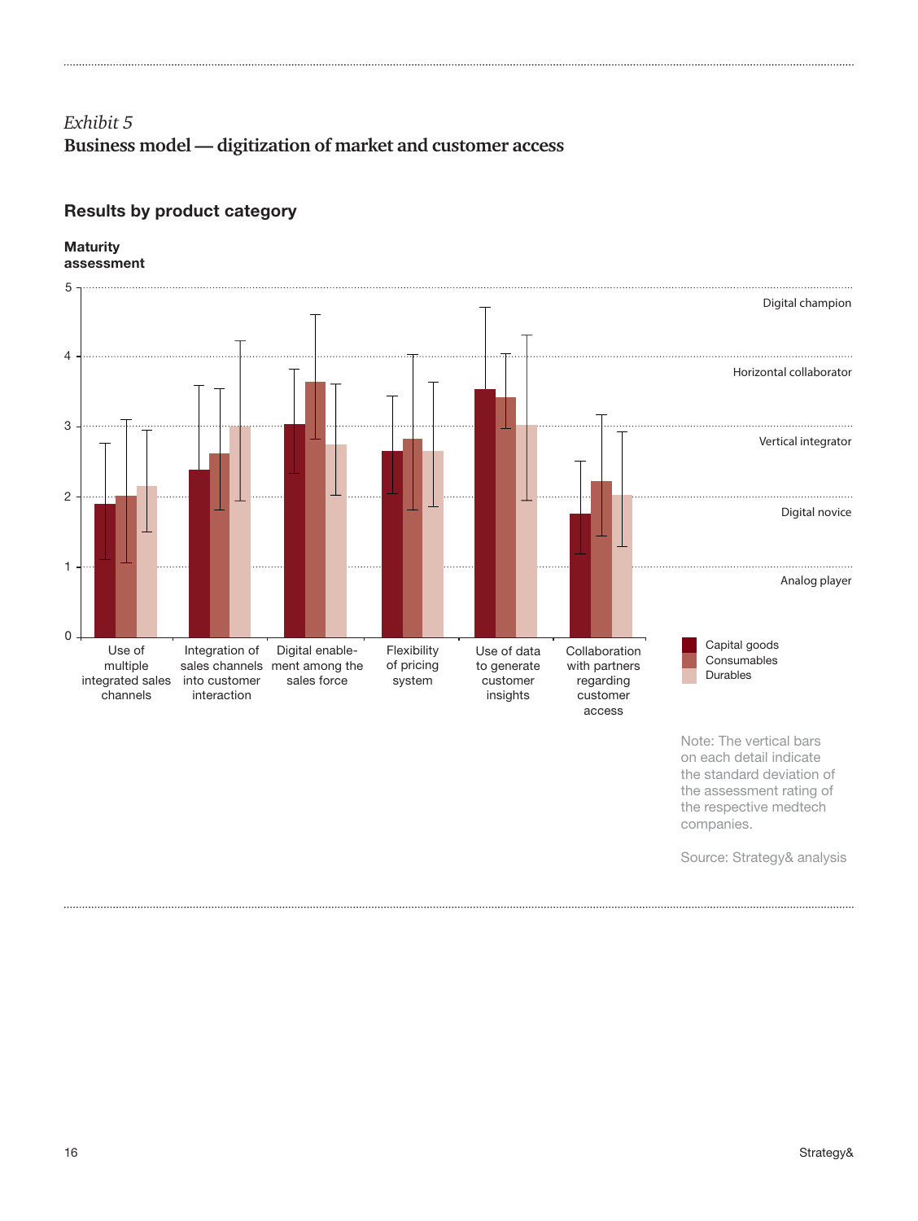*Exhibit 5*

**Business model — digitization of market and customer access**

### Results by product category

**Maturity assessment**

| Category | Capital goods | Consumables | Durables |
| --- | --- | --- | --- |
| Use of multiple integrated sales channels | 1.9 | 2.0 | 2.15 |
| Integration of sales channels into customer interaction | 2.4 | 2.6 | 3.0 |
| Digital enablement among the sales force | 3.05 | 3.65 | 2.75 |
| Flexibility of pricing system | 2.65 | 2.8 | 2.65 |
| Use of data to generate customer insights | 3.55 | 3.4 | 3.05 |
| Collaboration with partners regarding customer access | 1.75 | 2.2 | 2.0 |

Scale: 1 = Analog player, 2 = Digital novice, 3 = Vertical integrator, 4 = Horizontal collaborator, 5 = Digital champion

Note: The vertical bars on each detail indicate the standard deviation of the assessment rating of the respective medtech companies.

Source: Strategy& analysis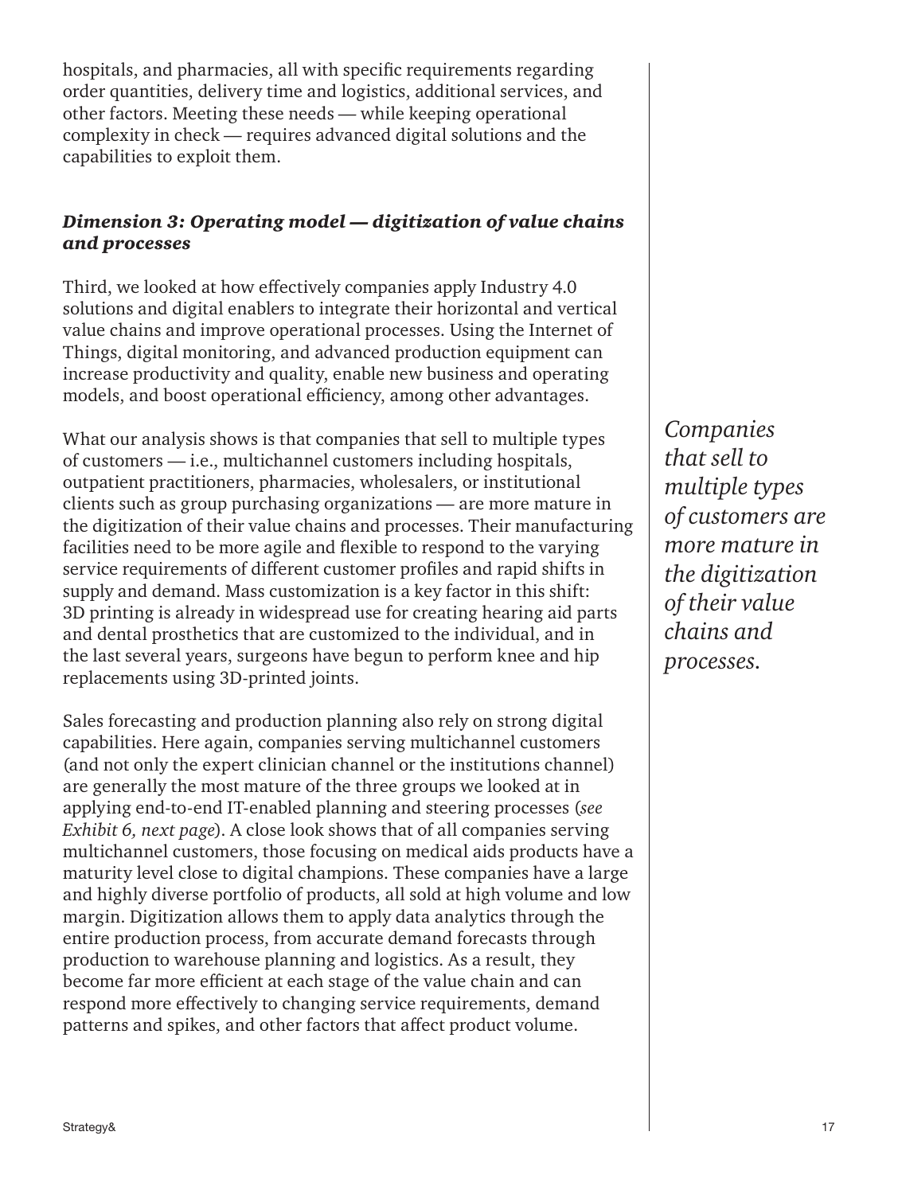hospitals, and pharmacies, all with specific requirements regarding order quantities, delivery time and logistics, additional services, and other factors. Meeting these needs — while keeping operational complexity in check — requires advanced digital solutions and the capabilities to exploit them.

### *Dimension 3: Operating model — digitization of value chains and processes*

Third, we looked at how effectively companies apply Industry 4.0 solutions and digital enablers to integrate their horizontal and vertical value chains and improve operational processes. Using the Internet of Things, digital monitoring, and advanced production equipment can increase productivity and quality, enable new business and operating models, and boost operational efficiency, among other advantages.

What our analysis shows is that companies that sell to multiple types of customers — i.e., multichannel customers including hospitals, outpatient practitioners, pharmacies, wholesalers, or institutional clients such as group purchasing organizations — are more mature in the digitization of their value chains and processes. Their manufacturing facilities need to be more agile and flexible to respond to the varying service requirements of different customer profiles and rapid shifts in supply and demand. Mass customization is a key factor in this shift: 3D printing is already in widespread use for creating hearing aid parts and dental prosthetics that are customized to the individual, and in the last several years, surgeons have begun to perform knee and hip replacements using 3D-printed joints.

*Companies that sell to multiple types of customers are more mature in the digitization of their value chains and processes.*

Sales forecasting and production planning also rely on strong digital capabilities. Here again, companies serving multichannel customers (and not only the expert clinician channel or the institutions channel) are generally the most mature of the three groups we looked at in applying end-to-end IT-enabled planning and steering processes (*see Exhibit 6, next page*). A close look shows that of all companies serving multichannel customers, those focusing on medical aids products have a maturity level close to digital champions. These companies have a large and highly diverse portfolio of products, all sold at high volume and low margin. Digitization allows them to apply data analytics through the entire production process, from accurate demand forecasts through production to warehouse planning and logistics. As a result, they become far more efficient at each stage of the value chain and can respond more effectively to changing service requirements, demand patterns and spikes, and other factors that affect product volume.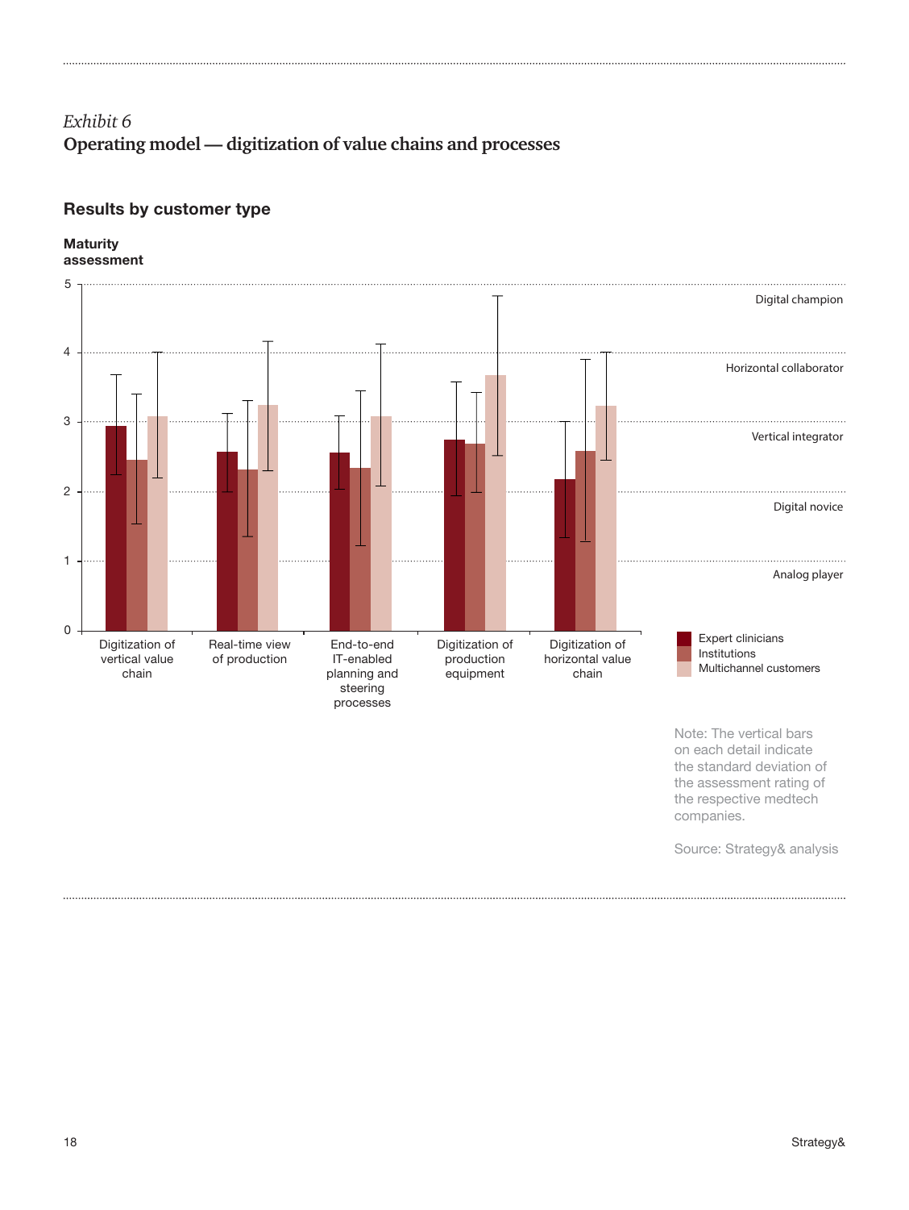*Exhibit 6*

**Operating model — digitization of value chains and processes**

**Results by customer type**

**Maturity assessment**

| Maturity level | Score |
|---|---|
| Digital champion | 5 |
| Horizontal collaborator | 4 |
| Vertical integrator | 3 |
| Digital novice | 2 |
| Analog player | 1 |

Categories: Digitization of vertical value chain; Real-time view of production; End-to-end IT-enabled planning and steering processes; Digitization of production equipment; Digitization of horizontal value chain

Legend: Expert clinicians; Institutions; Multichannel customers

Note: The vertical bars on each detail indicate the standard deviation of the assessment rating of the respective medtech companies.

Source: Strategy& analysis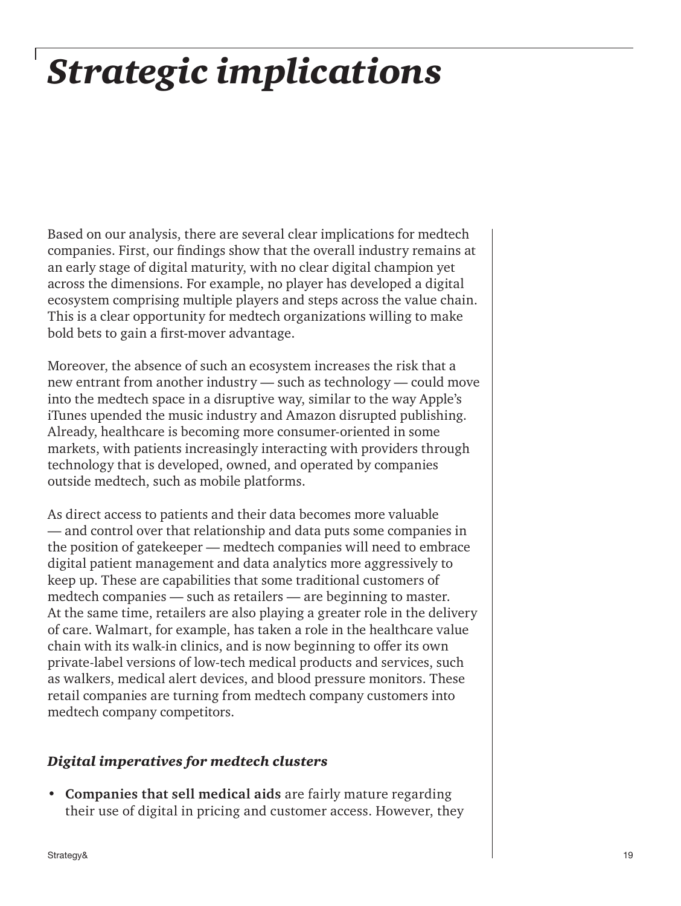# *Strategic implications*

Based on our analysis, there are several clear implications for medtech companies. First, our findings show that the overall industry remains at an early stage of digital maturity, with no clear digital champion yet across the dimensions. For example, no player has developed a digital ecosystem comprising multiple players and steps across the value chain. This is a clear opportunity for medtech organizations willing to make bold bets to gain a first-mover advantage.

Moreover, the absence of such an ecosystem increases the risk that a new entrant from another industry — such as technology — could move into the medtech space in a disruptive way, similar to the way Apple's iTunes upended the music industry and Amazon disrupted publishing. Already, healthcare is becoming more consumer-oriented in some markets, with patients increasingly interacting with providers through technology that is developed, owned, and operated by companies outside medtech, such as mobile platforms.

As direct access to patients and their data becomes more valuable — and control over that relationship and data puts some companies in the position of gatekeeper — medtech companies will need to embrace digital patient management and data analytics more aggressively to keep up. These are capabilities that some traditional customers of medtech companies — such as retailers — are beginning to master. At the same time, retailers are also playing a greater role in the delivery of care. Walmart, for example, has taken a role in the healthcare value chain with its walk-in clinics, and is now beginning to offer its own private-label versions of low-tech medical products and services, such as walkers, medical alert devices, and blood pressure monitors. These retail companies are turning from medtech company customers into medtech company competitors.

### *Digital imperatives for medtech clusters*

- **Companies that sell medical aids** are fairly mature regarding their use of digital in pricing and customer access. However, they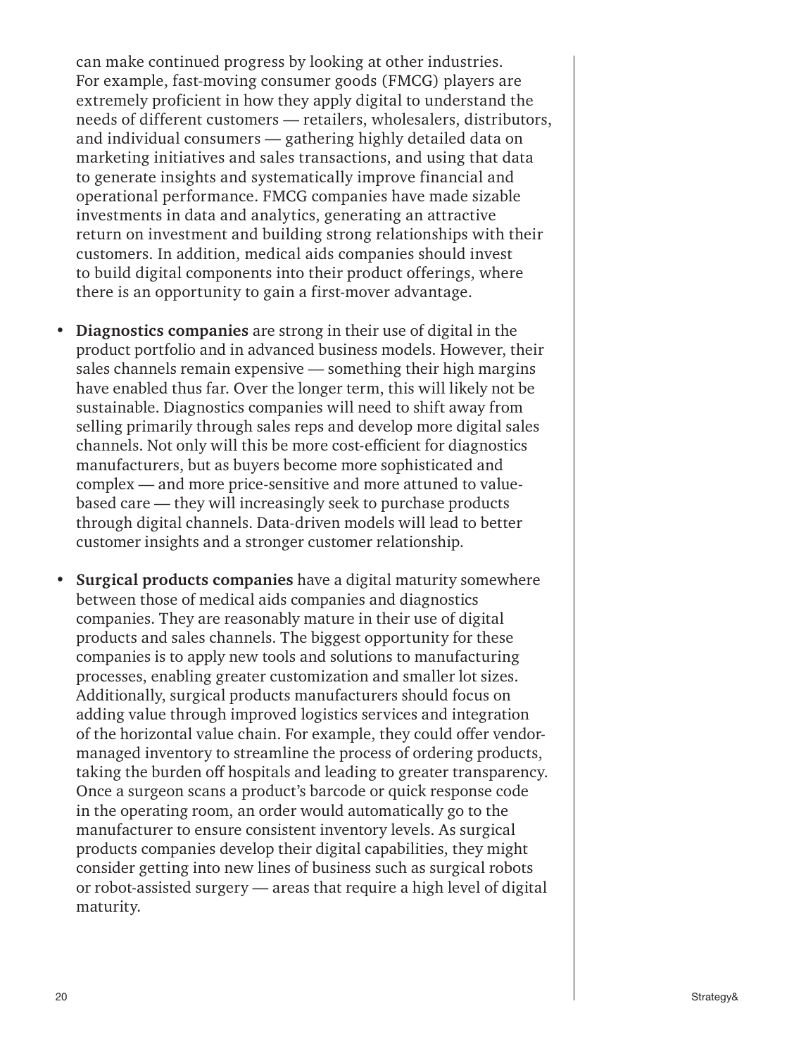can make continued progress by looking at other industries. For example, fast-moving consumer goods (FMCG) players are extremely proficient in how they apply digital to understand the needs of different customers — retailers, wholesalers, distributors, and individual consumers — gathering highly detailed data on marketing initiatives and sales transactions, and using that data to generate insights and systematically improve financial and operational performance. FMCG companies have made sizable investments in data and analytics, generating an attractive return on investment and building strong relationships with their customers. In addition, medical aids companies should invest to build digital components into their product offerings, where there is an opportunity to gain a first-mover advantage.

- **Diagnostics companies** are strong in their use of digital in the product portfolio and in advanced business models. However, their sales channels remain expensive — something their high margins have enabled thus far. Over the longer term, this will likely not be sustainable. Diagnostics companies will need to shift away from selling primarily through sales reps and develop more digital sales channels. Not only will this be more cost-efficient for diagnostics manufacturers, but as buyers become more sophisticated and complex — and more price-sensitive and more attuned to value-based care — they will increasingly seek to purchase products through digital channels. Data-driven models will lead to better customer insights and a stronger customer relationship.

- **Surgical products companies** have a digital maturity somewhere between those of medical aids companies and diagnostics companies. They are reasonably mature in their use of digital products and sales channels. The biggest opportunity for these companies is to apply new tools and solutions to manufacturing processes, enabling greater customization and smaller lot sizes. Additionally, surgical products manufacturers should focus on adding value through improved logistics services and integration of the horizontal value chain. For example, they could offer vendor-managed inventory to streamline the process of ordering products, taking the burden off hospitals and leading to greater transparency. Once a surgeon scans a product's barcode or quick response code in the operating room, an order would automatically go to the manufacturer to ensure consistent inventory levels. As surgical products companies develop their digital capabilities, they might consider getting into new lines of business such as surgical robots or robot-assisted surgery — areas that require a high level of digital maturity.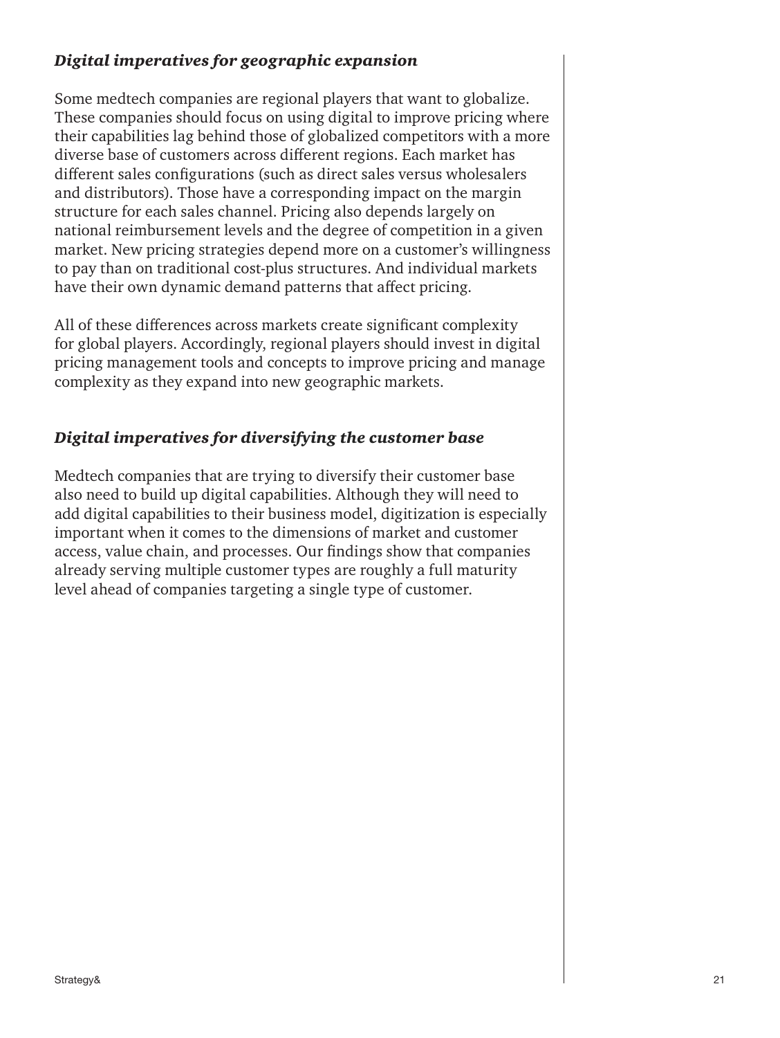### *Digital imperatives for geographic expansion*

Some medtech companies are regional players that want to globalize. These companies should focus on using digital to improve pricing where their capabilities lag behind those of globalized competitors with a more diverse base of customers across different regions. Each market has different sales configurations (such as direct sales versus wholesalers and distributors). Those have a corresponding impact on the margin structure for each sales channel. Pricing also depends largely on national reimbursement levels and the degree of competition in a given market. New pricing strategies depend more on a customer's willingness to pay than on traditional cost-plus structures. And individual markets have their own dynamic demand patterns that affect pricing.

All of these differences across markets create significant complexity for global players. Accordingly, regional players should invest in digital pricing management tools and concepts to improve pricing and manage complexity as they expand into new geographic markets.

### *Digital imperatives for diversifying the customer base*

Medtech companies that are trying to diversify their customer base also need to build up digital capabilities. Although they will need to add digital capabilities to their business model, digitization is especially important when it comes to the dimensions of market and customer access, value chain, and processes. Our findings show that companies already serving multiple customer types are roughly a full maturity level ahead of companies targeting a single type of customer.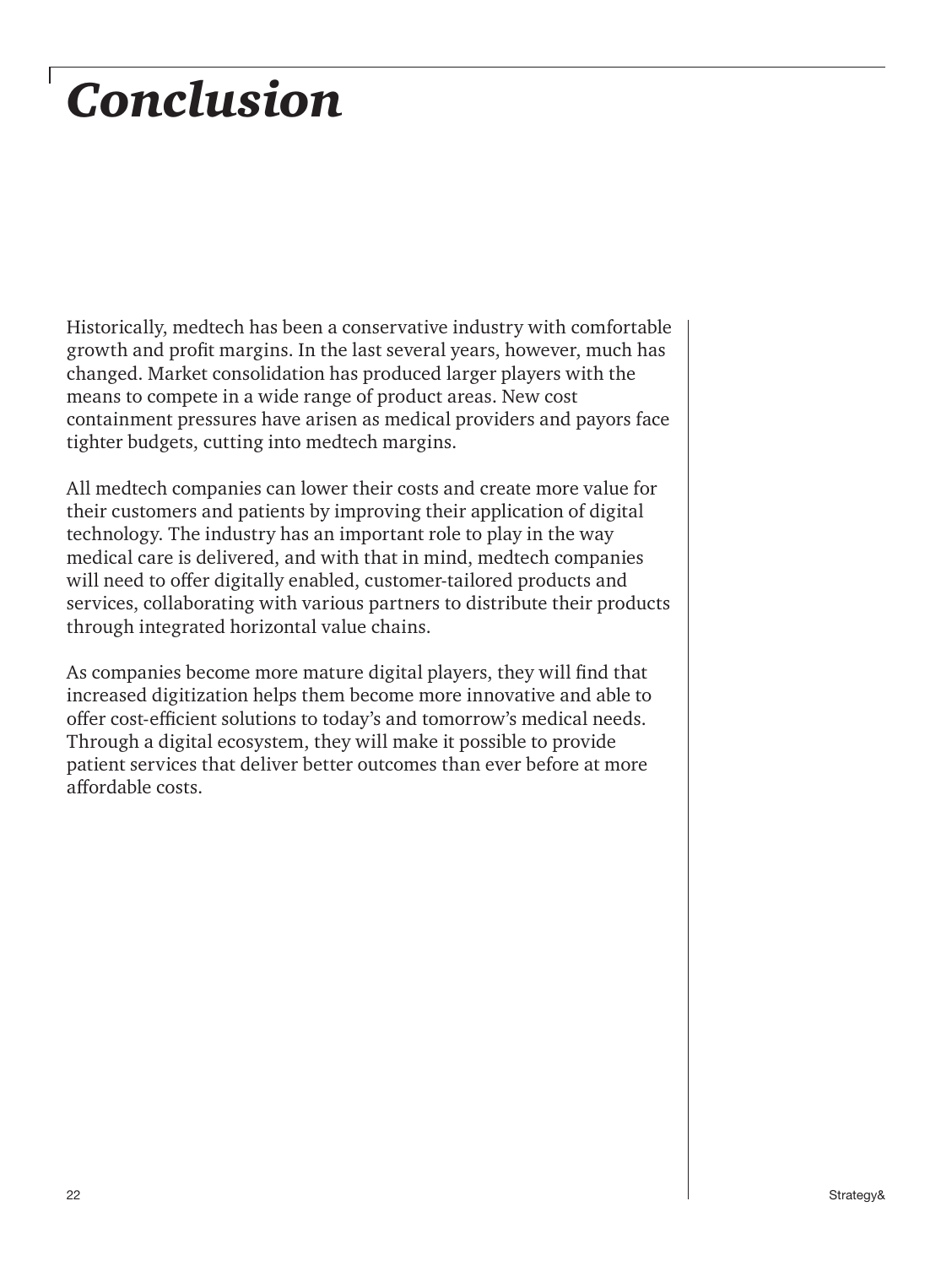# *Conclusion*

Historically, medtech has been a conservative industry with comfortable growth and profit margins. In the last several years, however, much has changed. Market consolidation has produced larger players with the means to compete in a wide range of product areas. New cost containment pressures have arisen as medical providers and payors face tighter budgets, cutting into medtech margins.

All medtech companies can lower their costs and create more value for their customers and patients by improving their application of digital technology. The industry has an important role to play in the way medical care is delivered, and with that in mind, medtech companies will need to offer digitally enabled, customer-tailored products and services, collaborating with various partners to distribute their products through integrated horizontal value chains.

As companies become more mature digital players, they will find that increased digitization helps them become more innovative and able to offer cost-efficient solutions to today's and tomorrow's medical needs. Through a digital ecosystem, they will make it possible to provide patient services that deliver better outcomes than ever before at more affordable costs.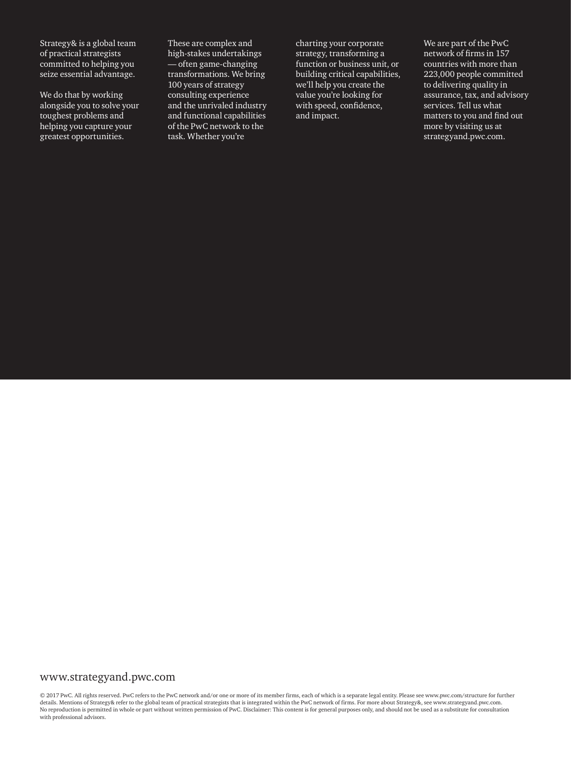Strategy& is a global team of practical strategists committed to helping you seize essential advantage.

We do that by working alongside you to solve your toughest problems and helping you capture your greatest opportunities.

These are complex and high-stakes undertakings — often game-changing transformations. We bring 100 years of strategy consulting experience and the unrivaled industry and functional capabilities of the PwC network to the task. Whether you're charting your corporate strategy, transforming a function or business unit, or building critical capabilities, we'll help you create the value you're looking for with speed, confidence, and impact.

We are part of the PwC network of firms in 157 countries with more than 223,000 people committed to delivering quality in assurance, tax, and advisory services. Tell us what matters to you and find out more by visiting us at strategyand.pwc.com.

www.strategyand.pwc.com

© 2017 PwC. All rights reserved. PwC refers to the PwC network and/or one or more of its member firms, each of which is a separate legal entity. Please see www.pwc.com/structure for further details. Mentions of Strategy& refer to the global team of practical strategists that is integrated within the PwC network of firms. For more about Strategy&, see www.strategyand.pwc.com. No reproduction is permitted in whole or part without written permission of PwC. Disclaimer: This content is for general purposes only, and should not be used as a substitute for consultation with professional advisors.